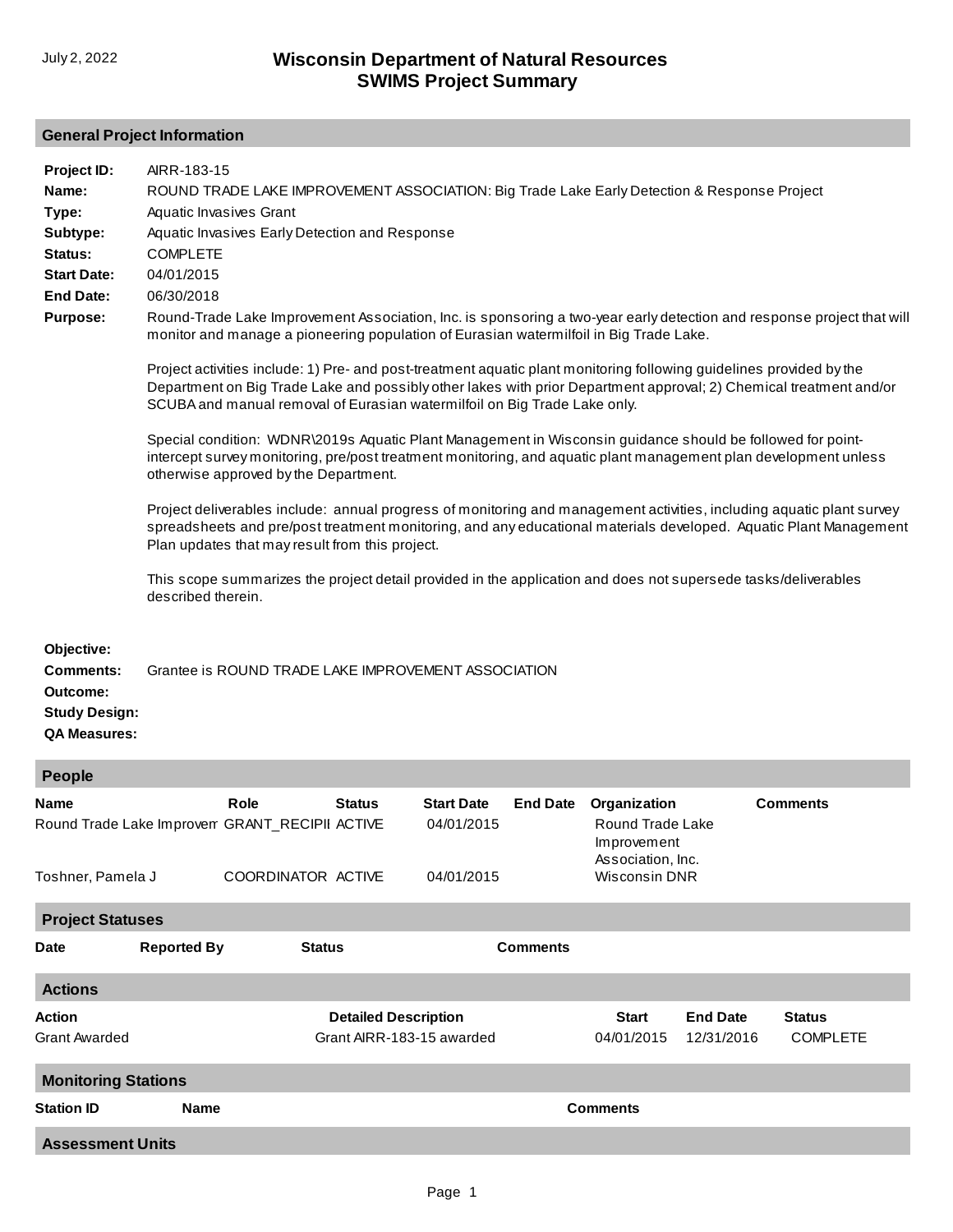July 2, 2022

# Wisconsin Department of Natural Resources
# SWIMS Project Summary

## General Project Information

**Project ID:** AIRR-183-15

**Name:** ROUND TRADE LAKE IMPROVEMENT ASSOCIATION: Big Trade Lake Early Detection & Response Project

**Type:** Aquatic Invasives Grant

**Subtype:** Aquatic Invasives Early Detection and Response

**Status:** COMPLETE

**Start Date:** 04/01/2015

**End Date:** 06/30/2018

**Purpose:** Round-Trade Lake Improvement Association, Inc. is sponsoring a two-year early detection and response project that will monitor and manage a pioneering population of Eurasian watermilfoil in Big Trade Lake.

Project activities include: 1) Pre- and post-treatment aquatic plant monitoring following guidelines provided by the Department on Big Trade Lake and possibly other lakes with prior Department approval; 2) Chemical treatment and/or SCUBA and manual removal of Eurasian watermilfoil on Big Trade Lake only.

Special condition: WDNR\2019s Aquatic Plant Management in Wisconsin guidance should be followed for point-intercept survey monitoring, pre/post treatment monitoring, and aquatic plant management plan development unless otherwise approved by the Department.

Project deliverables include: annual progress of monitoring and management activities, including aquatic plant survey spreadsheets and pre/post treatment monitoring, and any educational materials developed. Aquatic Plant Management Plan updates that may result from this project.

This scope summarizes the project detail provided in the application and does not supersede tasks/deliverables described therein.

**Objective:**

**Comments:** Grantee is ROUND TRADE LAKE IMPROVEMENT ASSOCIATION

**Outcome:**

**Study Design:**

**QA Measures:**

## People

| Name | Role | Status | Start Date | End Date | Organization | Comments |
|---|---|---|---|---|---|---|
| Round Trade Lake Improvem | GRANT_RECIPII | ACTIVE | 04/01/2015 | | Round Trade Lake Improvement Association, Inc. | |
| Toshner, Pamela J | COORDINATOR | ACTIVE | 04/01/2015 | | Wisconsin DNR | |

## Project Statuses

| Date | Reported By | Status | Comments |
|---|---|---|---|

## Actions

| Action | Detailed Description | Start | End Date | Status |
|---|---|---|---|---|
| Grant Awarded | Grant AIRR-183-15 awarded | 04/01/2015 | 12/31/2016 | COMPLETE |

## Monitoring Stations

| Station ID | Name | Comments |
|---|---|---|

## Assessment Units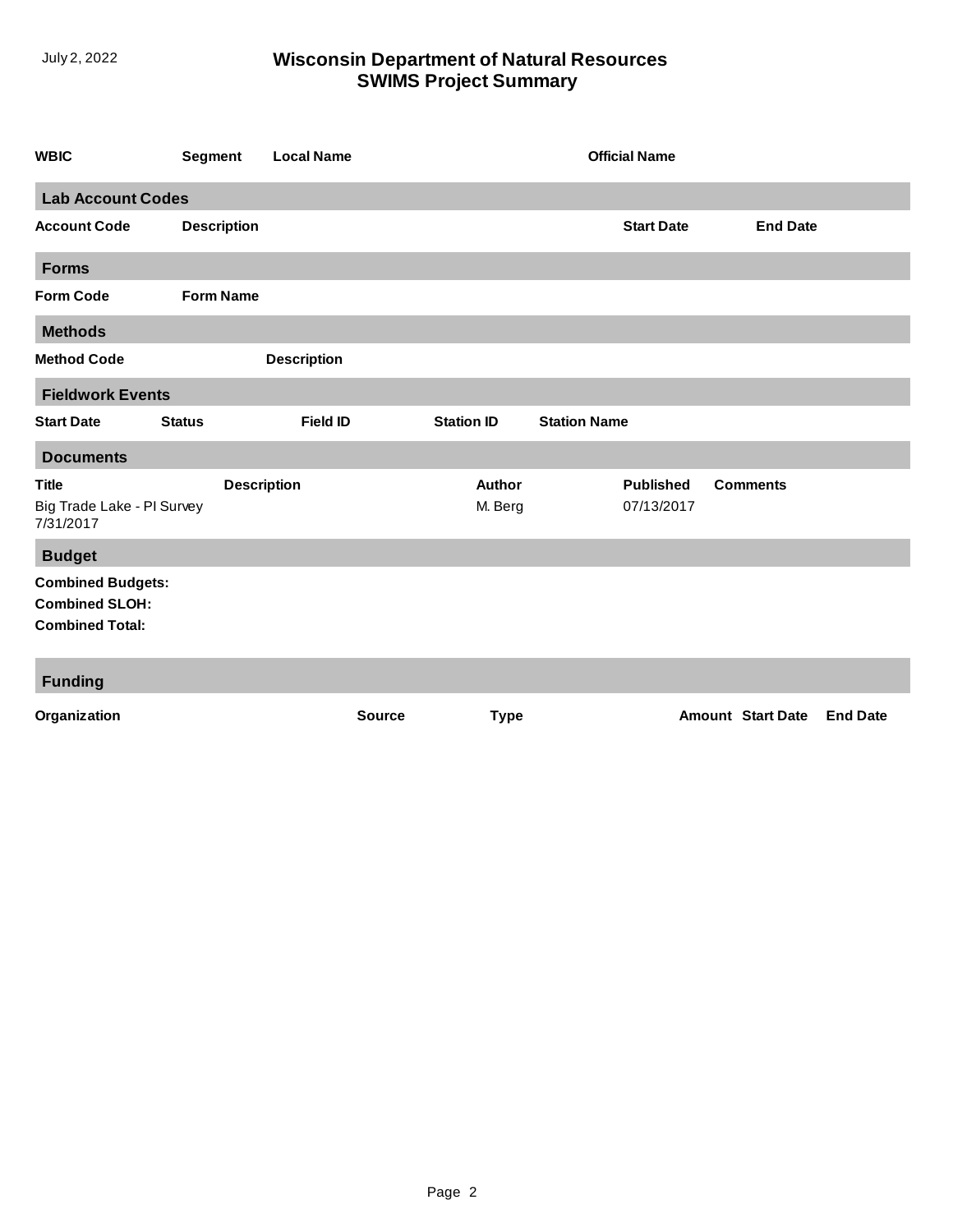| WBIC | Segment | Local Name | Official Name |
|---|---|---|---|

## Lab Account Codes

| Account Code | Description | Start Date | End Date |
|---|---|---|---|

## Forms

| Form Code | Form Name |
|---|---|

## Methods

| Method Code | Description |
|---|---|

## Fieldwork Events

| Start Date | Status | Field ID | Station ID | Station Name |
|---|---|---|---|---|

## Documents

| Title | Description | Author | Published | Comments |
|---|---|---|---|---|
| Big Trade Lake - PI Survey 7/31/2017 | | M. Berg | 07/13/2017 | |

## Budget

**Combined Budgets:**

**Combined SLOH:**

**Combined Total:**

## Funding

| Organization | Source | Type | Amount | Start Date | End Date |
|---|---|---|---|---|---|